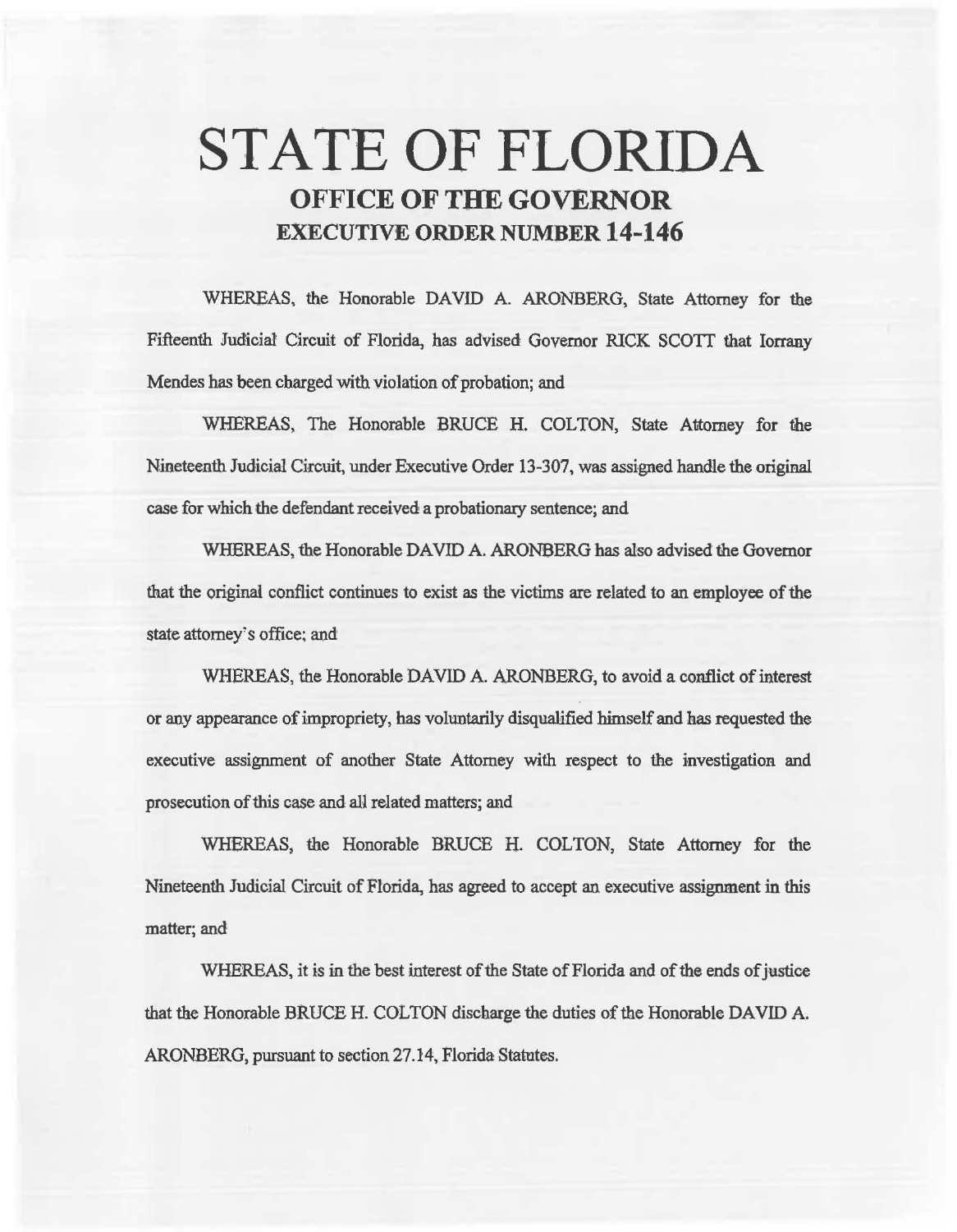# STATE OF FLORIDA

## OFFICE OF THE GOVERNOR

## EXECUTIVE ORDER NUMBER 14-146

WHEREAS, the Honorable DAVID A. ARONBERG, State Attorney for the Fifteenth Judicial Circuit of Florida, has advised Governor RICK SCOTT that Iorrany Mendes has been charged with violation of probation; and

WHEREAS, The Honorable BRUCE H. COLTON, State Attorney for the Nineteenth Judicial Circuit, under Executive Order 13-307, was assigned handle the original case for which the defendant received a probationary sentence; and

WHEREAS, the Honorable DAVID A. ARONBERG has also advised the Governor that the original conflict continues to exist as the victims are related to an employee of the state attorney's office; and

WHEREAS, the Honorable DAVID A. ARONBERG, to avoid a conflict of interest or any appearance of impropriety, has voluntarily disqualified himself and has requested the executive assignment of another State Attorney with respect to the investigation and prosecution of this case and all related matters; and

WHEREAS, the Honorable BRUCE H. COLTON, State Attorney for the Nineteenth Judicial Circuit of Florida, has agreed to accept an executive assignment in this matter; and

WHEREAS, it is in the best interest of the State of Florida and of the ends of justice that the Honorable BRUCE H. COLTON discharge the duties of the Honorable DAVID A. ARONBERG, pursuant to section 27.14, Florida Statutes.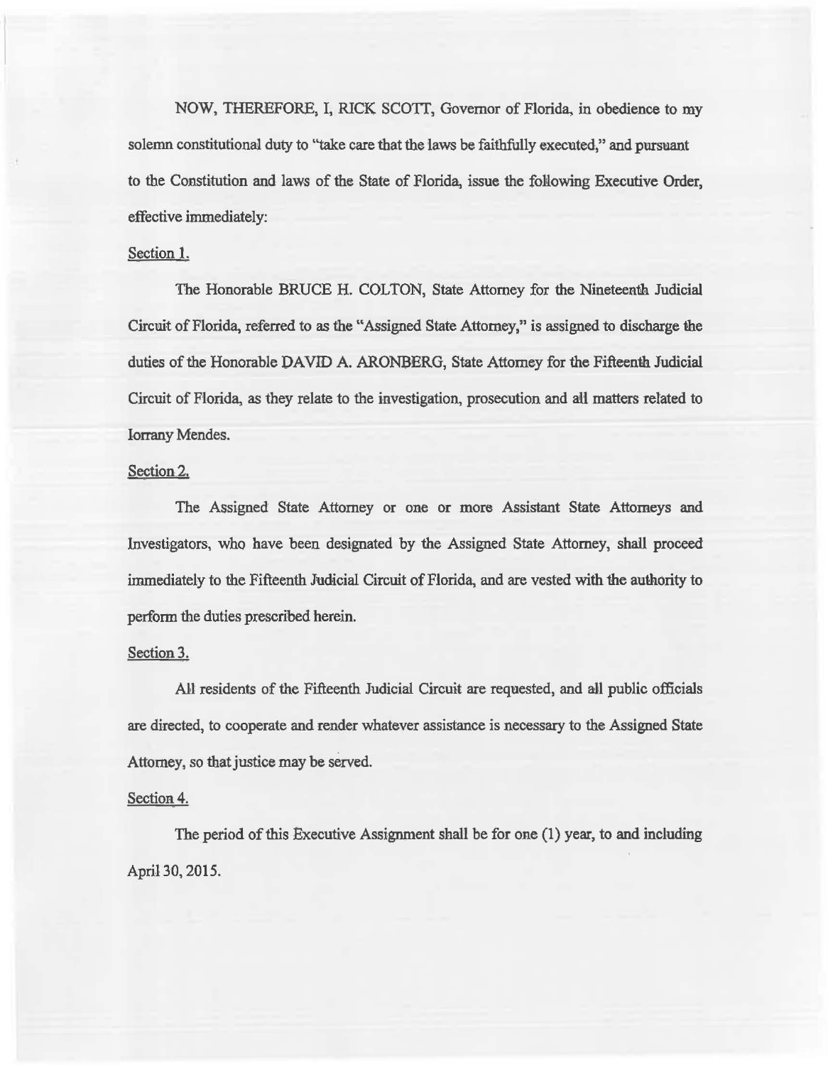NOW, THEREFORE, I, RICK SCOTT, Governor of Florida, in obedience to my solemn constitutional duty to "take care that the laws be faithfully executed," and pursuant to the Constitution and laws of the State of Florida, issue the following Executive Order, effective immediately:

Section 1.

The Honorable BRUCE H. COLTON, State Attorney for the Nineteenth Judicial Circuit of Florida, referred to as the "Assigned State Attorney," is assigned to discharge the duties of the Honorable DAVID A. ARONBERG, State Attorney for the Fifteenth Judicial Circuit of Florida, as they relate to the investigation, prosecution and all matters related to Iorrany Mendes.

Section 2.

The Assigned State Attorney or one or more Assistant State Attorneys and Investigators, who have been designated by the Assigned State Attorney, shall proceed immediately to the Fifteenth Judicial Circuit of Florida, and are vested with the authority to perform the duties prescribed herein.

Section 3.

All residents of the Fifteenth Judicial Circuit are requested, and all public officials are directed, to cooperate and render whatever assistance is necessary to the Assigned State Attorney, so that justice may be served.

Section 4.

The period of this Executive Assignment shall be for one (1) year, to and including April 30, 2015.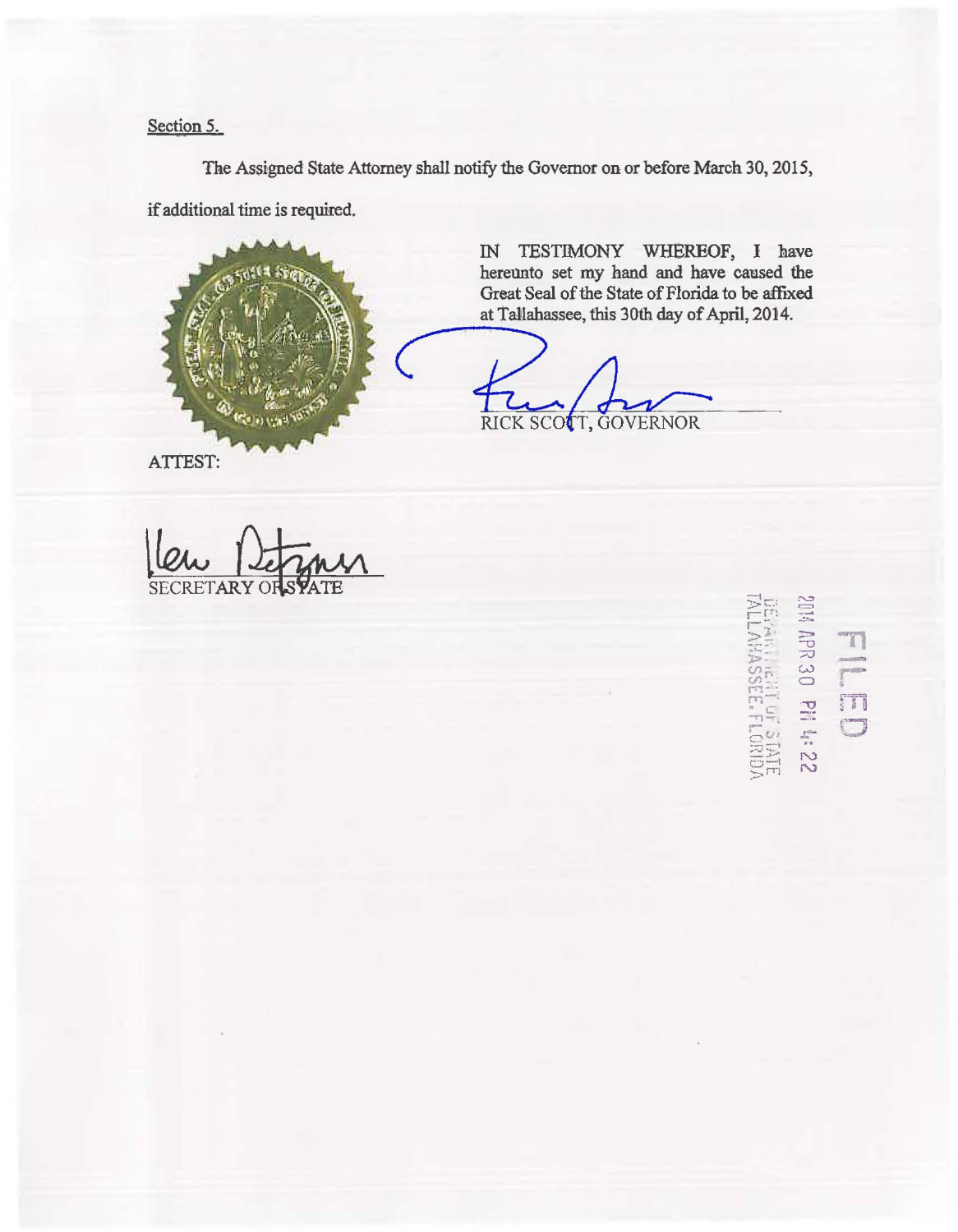Section 5.

The Assigned State Attorney shall notify the Governor on or before March 30, 2015, if additional time is required.

IN TESTIMONY WHEREOF, I have hereunto set my hand and have caused the Great Seal of the State of Florida to be affixed at Tallahassee, this 30th day of April, 2014.

RICK SCOTT, GOVERNOR

ATTEST:

SECRETARY OF STATE

FILED

2014 APR 30 PM 4:22

DEPARTMENT OF STATE
TALLAHASSEE, FLORIDA